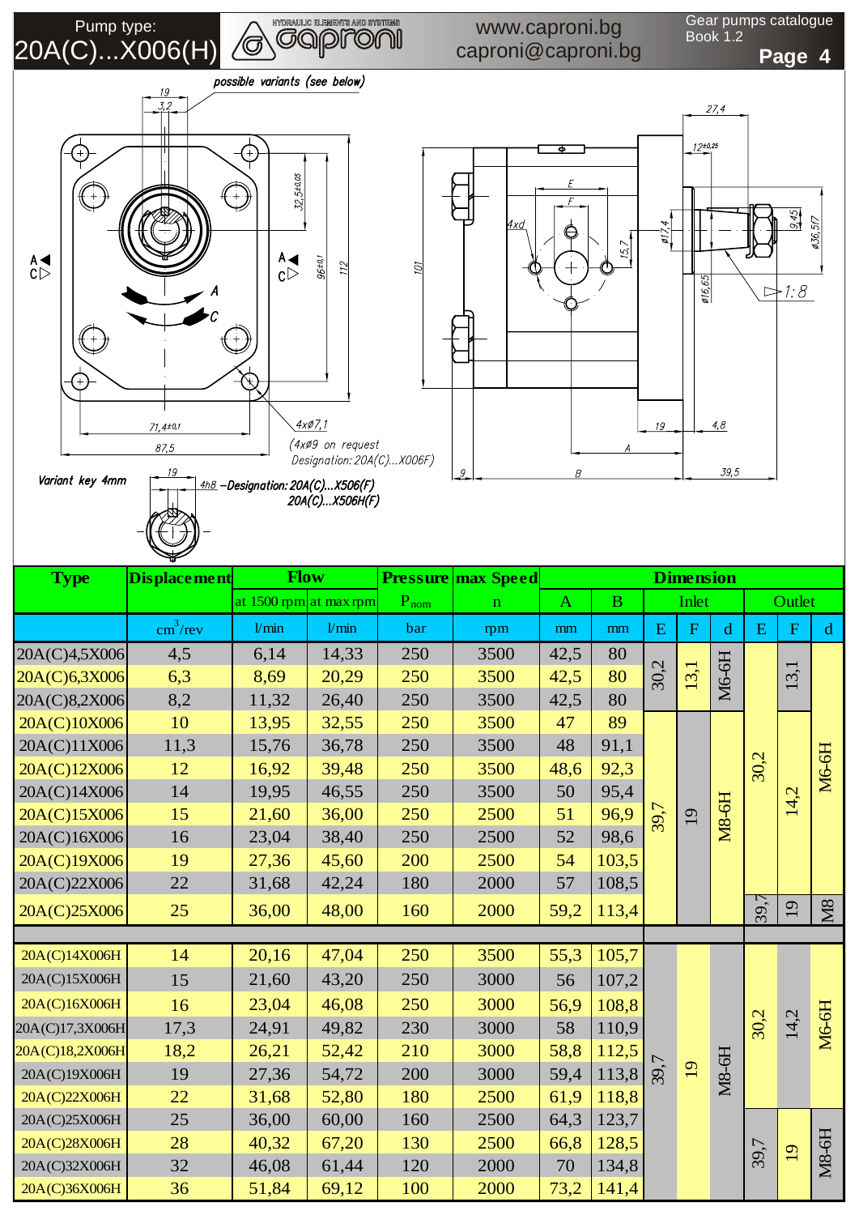Pump type: 20A(C)...X006(H)

caproni — HYDRAULIC ELEMENTS AND SYSTEMS

www.caproni.bg
caproni@caproni.bg

Gear pumps catalogue Book 1.2

possible variants (see below)

19
3,2
32,5±0,05
96±0,1
112
A
C
71,4±0,1
87,5
4xø7,1
(4xø9 on request Designation: 20A(C)...X006F)

Variant key 4mm
19
4h8 –Designation: 20A(C)...X506(F)
20A(C)...X506H(F)

27,4
12±0,25
E
F
4xd
15,7
ø17,4
ø16,65
9,45
ø36,517
1:8
101
19
4,8
A
9
B
39,5

| Type | Displacement | Flow | | Pressure | max Speed | Dimension | | | | | | | | |
|---|---|---|---|---|---|---|---|---|---|---|---|---|---|---|
| | | at 1500 rpm | at max rpm | $P_{nom}$ | n | A | B | Inlet | | | Outlet | | |
| | $cm^3/rev$ | l/min | l/min | bar | rpm | mm | mm | E | F | d | E | F | d |
| 20A(C)4,5X006 | 4,5 | 6,14 | 14,33 | 250 | 3500 | 42,5 | 80 | 30,2 | 13,1 | M6-6H | 30,2 | 13,1 | M6-6H |
| 20A(C)6,3X006 | 6,3 | 8,69 | 20,29 | 250 | 3500 | 42,5 | 80 | 30,2 | 13,1 | M6-6H | 30,2 | 13,1 | M6-6H |
| 20A(C)8,2X006 | 8,2 | 11,32 | 26,40 | 250 | 3500 | 42,5 | 80 | 30,2 | 13,1 | M6-6H | 30,2 | 13,1 | M6-6H |
| 20A(C)10X006 | 10 | 13,95 | 32,55 | 250 | 3500 | 47 | 89 | 39,7 | 19 | M8-6H | 30,2 | 14,2 | M6-6H |
| 20A(C)11X006 | 11,3 | 15,76 | 36,78 | 250 | 3500 | 48 | 91,1 | 39,7 | 19 | M8-6H | 30,2 | 14,2 | M6-6H |
| 20A(C)12X006 | 12 | 16,92 | 39,48 | 250 | 3500 | 48,6 | 92,3 | 39,7 | 19 | M8-6H | 30,2 | 14,2 | M6-6H |
| 20A(C)14X006 | 14 | 19,95 | 46,55 | 250 | 3500 | 50 | 95,4 | 39,7 | 19 | M8-6H | 30,2 | 14,2 | M6-6H |
| 20A(C)15X006 | 15 | 21,60 | 36,00 | 250 | 2500 | 51 | 96,9 | 39,7 | 19 | M8-6H | 30,2 | 14,2 | M6-6H |
| 20A(C)16X006 | 16 | 23,04 | 38,40 | 250 | 2500 | 52 | 98,6 | 39,7 | 19 | M8-6H | 30,2 | 14,2 | M6-6H |
| 20A(C)19X006 | 19 | 27,36 | 45,60 | 200 | 2500 | 54 | 103,5 | 39,7 | 19 | M8-6H | 30,2 | 14,2 | M6-6H |
| 20A(C)22X006 | 22 | 31,68 | 42,24 | 180 | 2000 | 57 | 108,5 | 39,7 | 19 | M8-6H | 30,2 | 14,2 | M6-6H |
| 20A(C)25X006 | 25 | 36,00 | 48,00 | 160 | 2000 | 59,2 | 113,4 | 39,7 | 19 | M8-6H | 39,7 | 19 | M8 |
| | | | | | | | | | | | | | |
| 20A(C)14X006H | 14 | 20,16 | 47,04 | 250 | 3500 | 55,3 | 105,7 | 39,7 | 19 | M8-6H | 30,2 | 14,2 | M6-6H |
| 20A(C)15X006H | 15 | 21,60 | 43,20 | 250 | 3000 | 56 | 107,2 | 39,7 | 19 | M8-6H | 30,2 | 14,2 | M6-6H |
| 20A(C)16X006H | 16 | 23,04 | 46,08 | 250 | 3000 | 56,9 | 108,8 | 39,7 | 19 | M8-6H | 30,2 | 14,2 | M6-6H |
| 20A(C)17,3X006H | 17,3 | 24,91 | 49,82 | 230 | 3000 | 58 | 110,9 | 39,7 | 19 | M8-6H | 30,2 | 14,2 | M6-6H |
| 20A(C)18,2X006H | 18,2 | 26,21 | 52,42 | 210 | 3000 | 58,8 | 112,5 | 39,7 | 19 | M8-6H | 30,2 | 14,2 | M6-6H |
| 20A(C)19X006H | 19 | 27,36 | 54,72 | 200 | 3000 | 59,4 | 113,8 | 39,7 | 19 | M8-6H | 30,2 | 14,2 | M6-6H |
| 20A(C)22X006H | 22 | 31,68 | 52,80 | 180 | 2500 | 61,9 | 118,8 | 39,7 | 19 | M8-6H | 30,2 | 14,2 | M6-6H |
| 20A(C)25X006H | 25 | 36,00 | 60,00 | 160 | 2500 | 64,3 | 123,7 | 39,7 | 19 | M8-6H | 39,7 | 19 | M8-6H |
| 20A(C)28X006H | 28 | 40,32 | 67,20 | 130 | 2500 | 66,8 | 128,5 | 39,7 | 19 | M8-6H | 39,7 | 19 | M8-6H |
| 20A(C)32X006H | 32 | 46,08 | 61,44 | 120 | 2000 | 70 | 134,8 | 39,7 | 19 | M8-6H | 39,7 | 19 | M8-6H |
| 20A(C)36X006H | 36 | 51,84 | 69,12 | 100 | 2000 | 73,2 | 141,4 | 39,7 | 19 | M8-6H | 39,7 | 19 | M8-6H |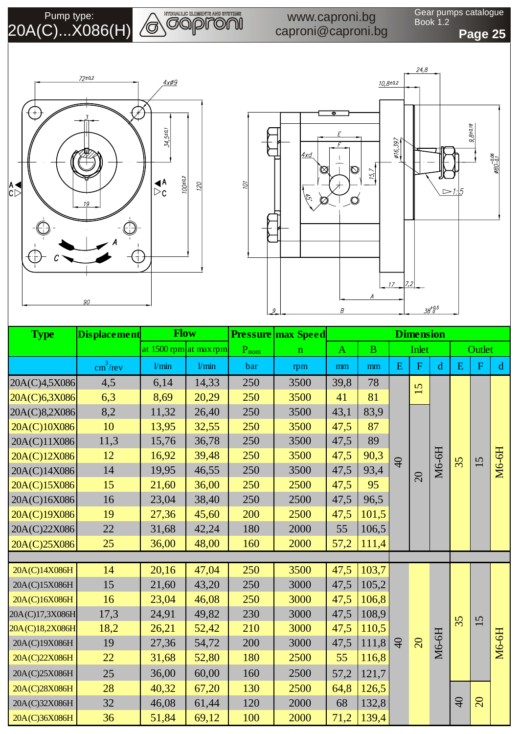Pump type: 20A(C)...X086(H)

caproni — HYDRAULIC ELEMENTS AND SYSTEMS

www.caproni.bg
caproni@caproni.bg

Gear pumps catalogue Book 1.2

72±0,2
4xØ9
3
34,5±0,1
A
C
100±0,2
120
19
A
C
90
101
10,8±0,2
24,8
E
F
4xd
Ø16,397
15,7
45°
9,8±0,18
Ø80 -0,06 -0,1
1:5
17
7,2
A
9
B
38 +0,5 0

| Type | Displacement | Flow | | Pressure | max Speed | Dimension | | | | | | | |
|---|---|---|---|---|---|---|---|---|---|---|---|---|---|
| | | at 1500 rpm | at max rpm | $P_{nom}$ | n | A | B | Inlet | | | Outlet | | |
| | $cm^3$/rev | l/min | l/min | bar | rpm | mm | mm | E | F | d | E | F | d |
| 20A(C)4,5X086 | 4,5 | 6,14 | 14,33 | 250 | 3500 | 39,8 | 78 | 40 | 15 | M6-6H | 35 | 15 | M6-6H |
| 20A(C)6,3X086 | 6,3 | 8,69 | 20,29 | 250 | 3500 | 41 | 81 | 40 | 15 | M6-6H | 35 | 15 | M6-6H |
| 20A(C)8,2X086 | 8,2 | 11,32 | 26,40 | 250 | 3500 | 43,1 | 83,9 | 40 | 20 | M6-6H | 35 | 15 | M6-6H |
| 20A(C)10X086 | 10 | 13,95 | 32,55 | 250 | 3500 | 47,5 | 87 | 40 | 20 | M6-6H | 35 | 15 | M6-6H |
| 20A(C)11X086 | 11,3 | 15,76 | 36,78 | 250 | 3500 | 47,5 | 89 | 40 | 20 | M6-6H | 35 | 15 | M6-6H |
| 20A(C)12X086 | 12 | 16,92 | 39,48 | 250 | 3500 | 47,5 | 90,3 | 40 | 20 | M6-6H | 35 | 15 | M6-6H |
| 20A(C)14X086 | 14 | 19,95 | 46,55 | 250 | 3500 | 47,5 | 93,4 | 40 | 20 | M6-6H | 35 | 15 | M6-6H |
| 20A(C)15X086 | 15 | 21,60 | 36,00 | 250 | 2500 | 47,5 | 95 | 40 | 20 | M6-6H | 35 | 15 | M6-6H |
| 20A(C)16X086 | 16 | 23,04 | 38,40 | 250 | 2500 | 47,5 | 96,5 | 40 | 20 | M6-6H | 35 | 15 | M6-6H |
| 20A(C)19X086 | 19 | 27,36 | 45,60 | 200 | 2500 | 47,5 | 101,5 | 40 | 20 | M6-6H | 35 | 15 | M6-6H |
| 20A(C)22X086 | 22 | 31,68 | 42,24 | 180 | 2000 | 55 | 106,5 | 40 | 20 | M6-6H | 35 | 15 | M6-6H |
| 20A(C)25X086 | 25 | 36,00 | 48,00 | 160 | 2000 | 57,2 | 111,4 | 40 | 20 | M6-6H | 35 | 15 | M6-6H |
| | | | | | | | | | | | | | |
| 20A(C)14X086H | 14 | 20,16 | 47,04 | 250 | 3500 | 47,5 | 103,7 | 40 | 20 | M6-6H | 35 | 15 | M6-6H |
| 20A(C)15X086H | 15 | 21,60 | 43,20 | 250 | 3000 | 47,5 | 105,2 | 40 | 20 | M6-6H | 35 | 15 | M6-6H |
| 20A(C)16X086H | 16 | 23,04 | 46,08 | 250 | 3000 | 47,5 | 106,8 | 40 | 20 | M6-6H | 35 | 15 | M6-6H |
| 20A(C)17,3X086H | 17,3 | 24,91 | 49,82 | 230 | 3000 | 47,5 | 108,9 | 40 | 20 | M6-6H | 35 | 15 | M6-6H |
| 20A(C)18,2X086H | 18,2 | 26,21 | 52,42 | 210 | 3000 | 47,5 | 110,5 | 40 | 20 | M6-6H | 35 | 15 | M6-6H |
| 20A(C)19X086H | 19 | 27,36 | 54,72 | 200 | 3000 | 47,5 | 111,8 | 40 | 20 | M6-6H | 35 | 15 | M6-6H |
| 20A(C)22X086H | 22 | 31,68 | 52,80 | 180 | 2500 | 55 | 116,8 | 40 | 20 | M6-6H | 35 | 15 | M6-6H |
| 20A(C)25X086H | 25 | 36,00 | 60,00 | 160 | 2500 | 57,2 | 121,7 | 40 | 20 | M6-6H | 35 | 15 | M6-6H |
| 20A(C)28X086H | 28 | 40,32 | 67,20 | 130 | 2500 | 64,8 | 126,5 | 40 | 20 | M6-6H | 40 | 20 | M6-6H |
| 20A(C)32X086H | 32 | 46,08 | 61,44 | 120 | 2000 | 68 | 132,8 | 40 | 20 | M6-6H | 40 | 20 | M6-6H |
| 20A(C)36X086H | 36 | 51,84 | 69,12 | 100 | 2000 | 71,2 | 139,4 | 40 | 20 | M6-6H | 40 | 20 | M6-6H |